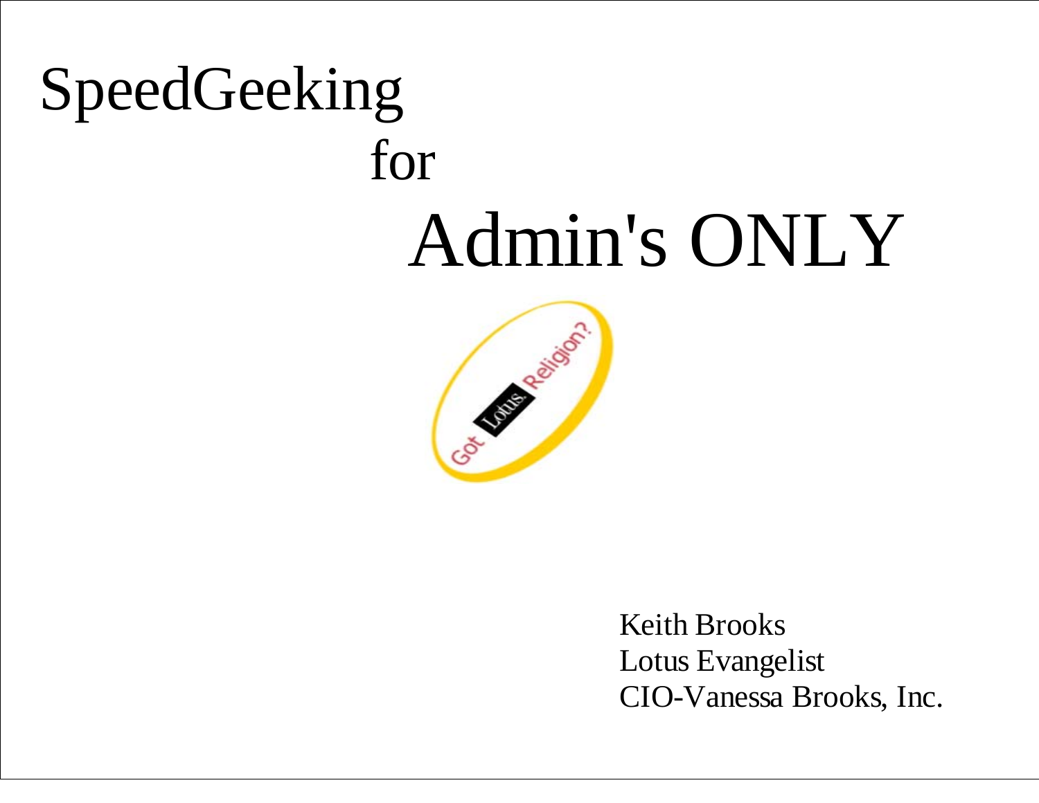# SpeedGeeking for Admin's ONLY

Keith Brooks
Lotus Evangelist
CIO-Vanessa Brooks, Inc.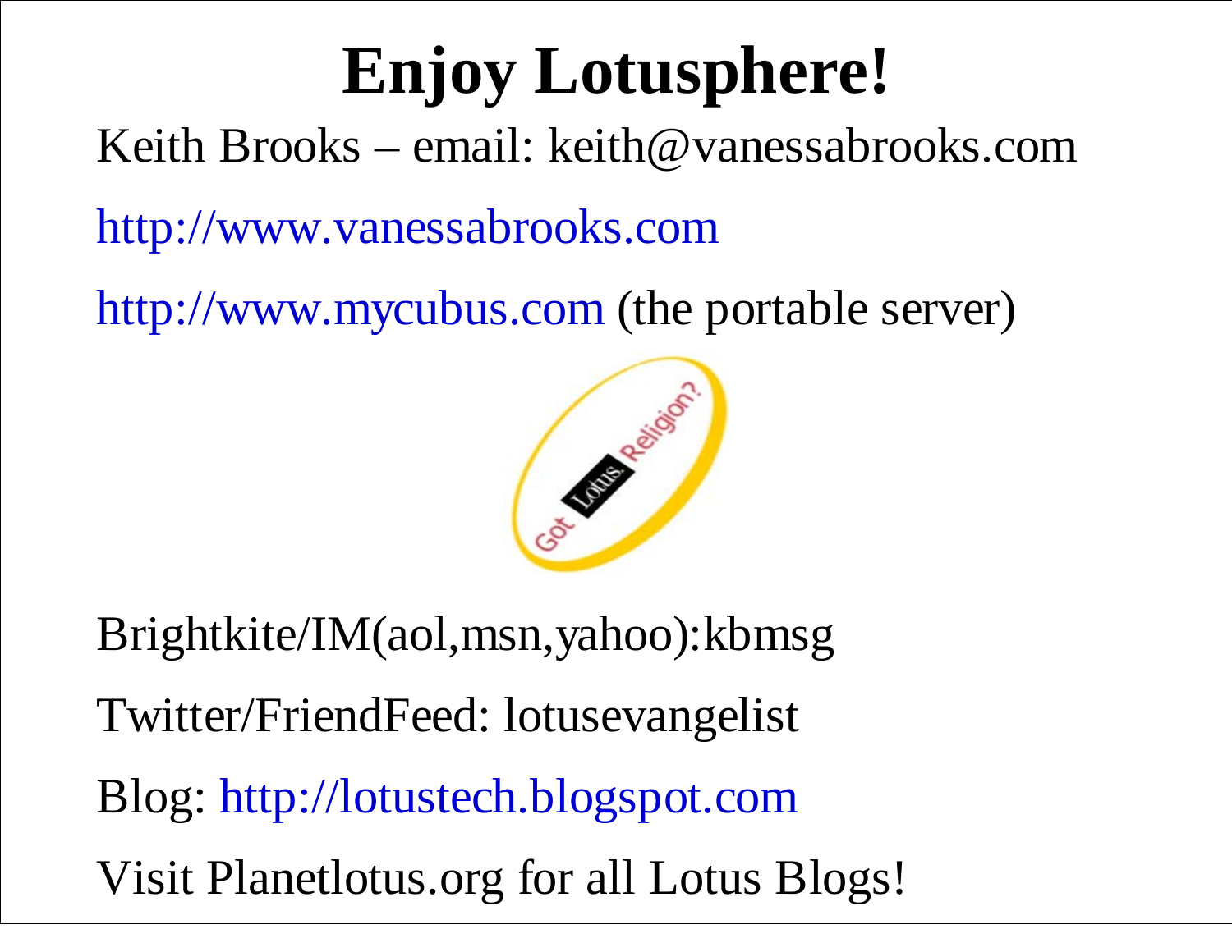# Enjoy Lotusphere!

Keith Brooks – email: keith@vanessabrooks.com

http://www.vanessabrooks.com

http://www.mycubus.com (the portable server)

Brightkite/IM(aol,msn,yahoo):kbmsg

Twitter/FriendFeed: lotusevangelist

Blog: http://lotustech.blogspot.com

Visit Planetlotus.org for all Lotus Blogs!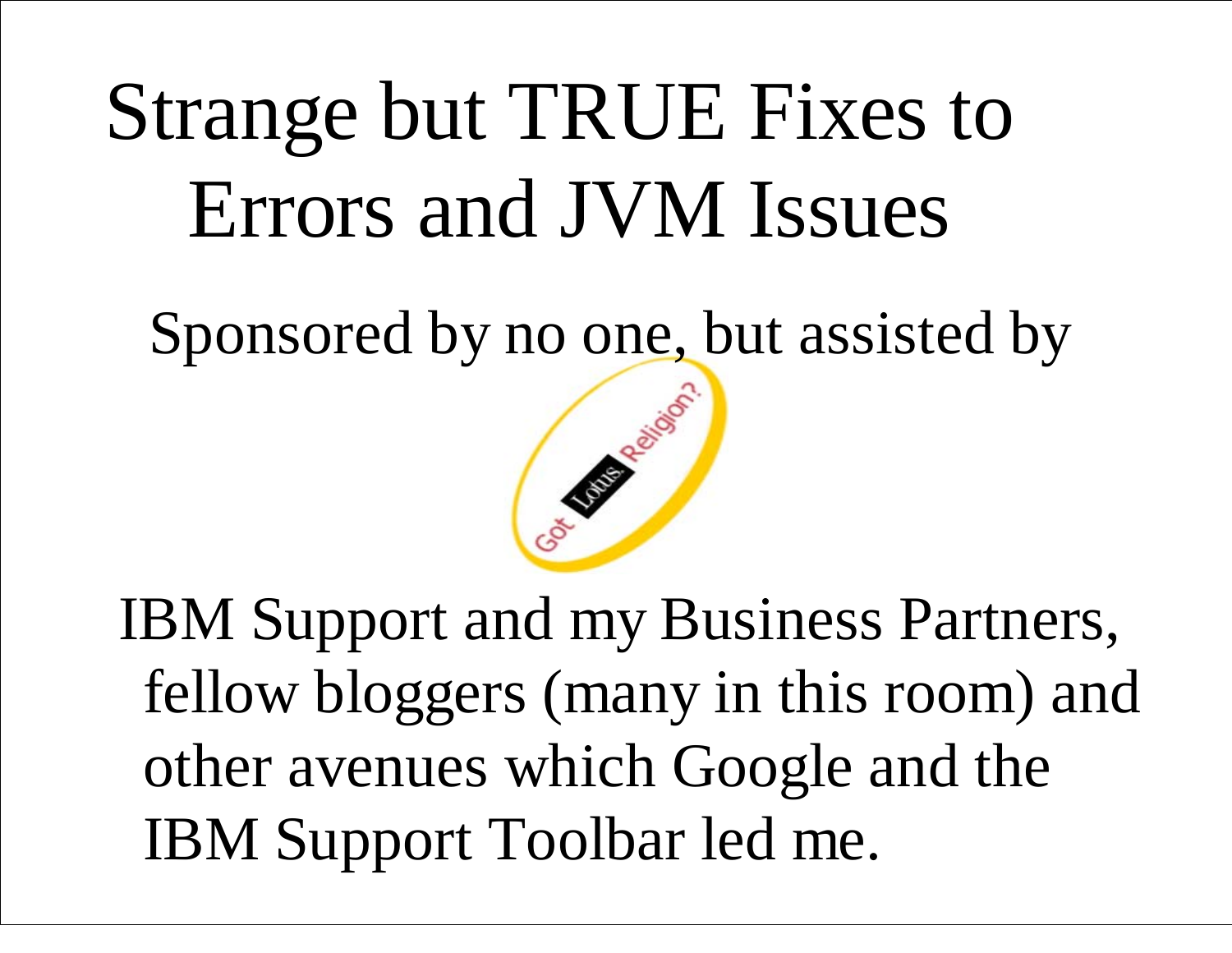# Strange but TRUE Fixes to Errors and JVM Issues

Sponsored by no one, but assisted by

Got Lotus Religion?

IBM Support and my Business Partners, fellow bloggers (many in this room) and other avenues which Google and the IBM Support Toolbar led me.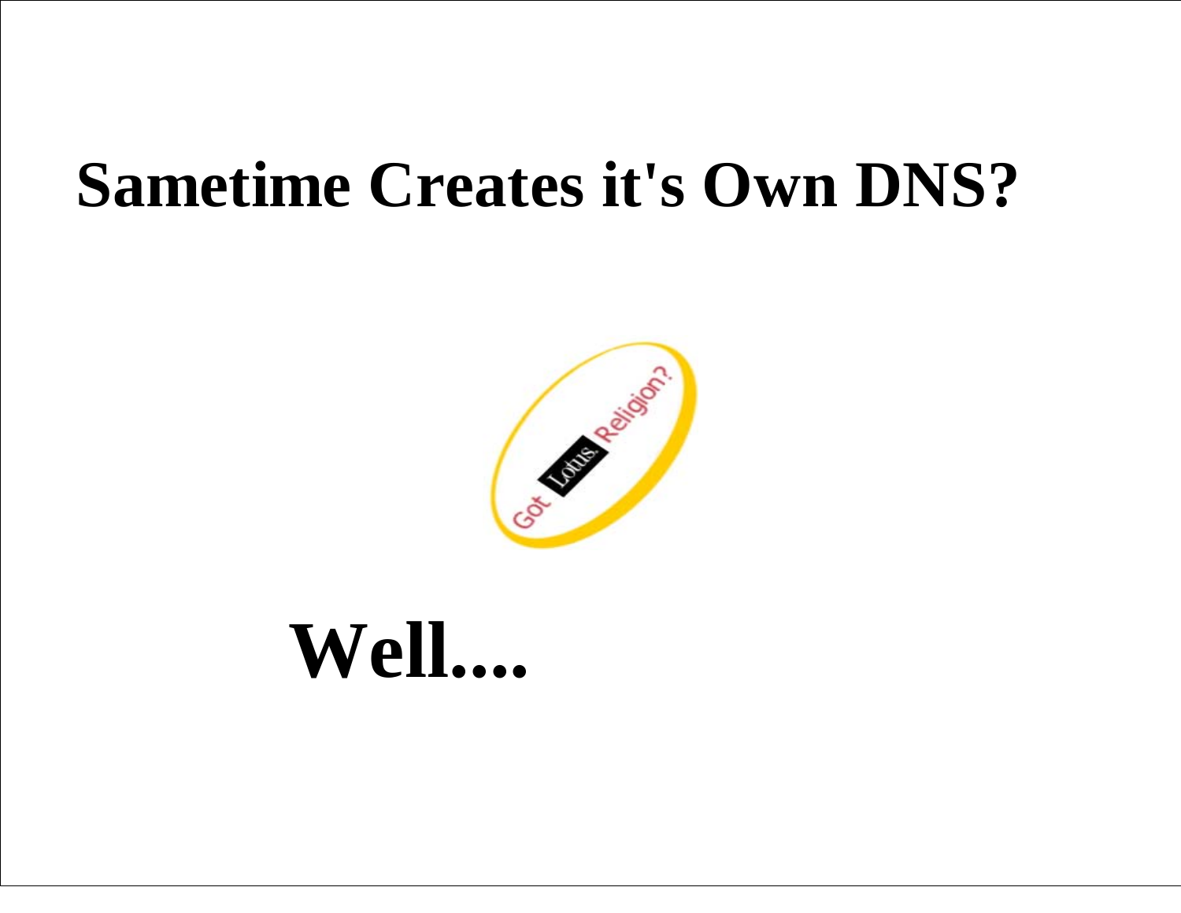# Sametime Creates it's Own DNS?

# Well....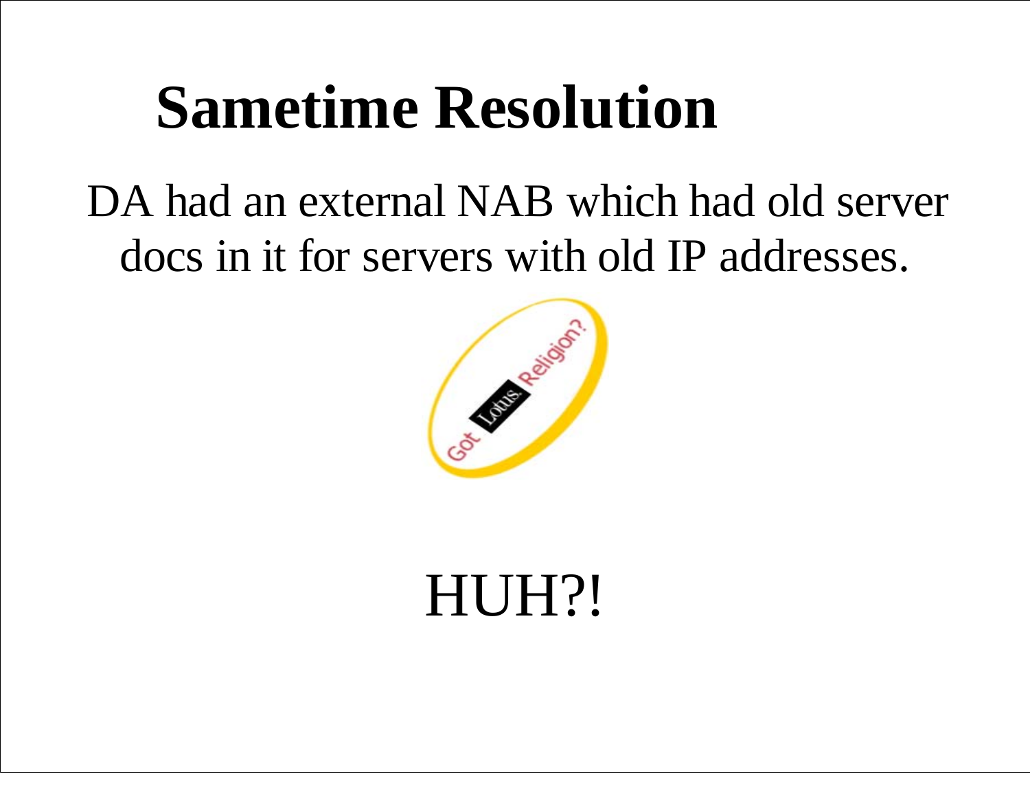# Sametime Resolution

DA had an external NAB which had old server docs in it for servers with old IP addresses.

HUH?!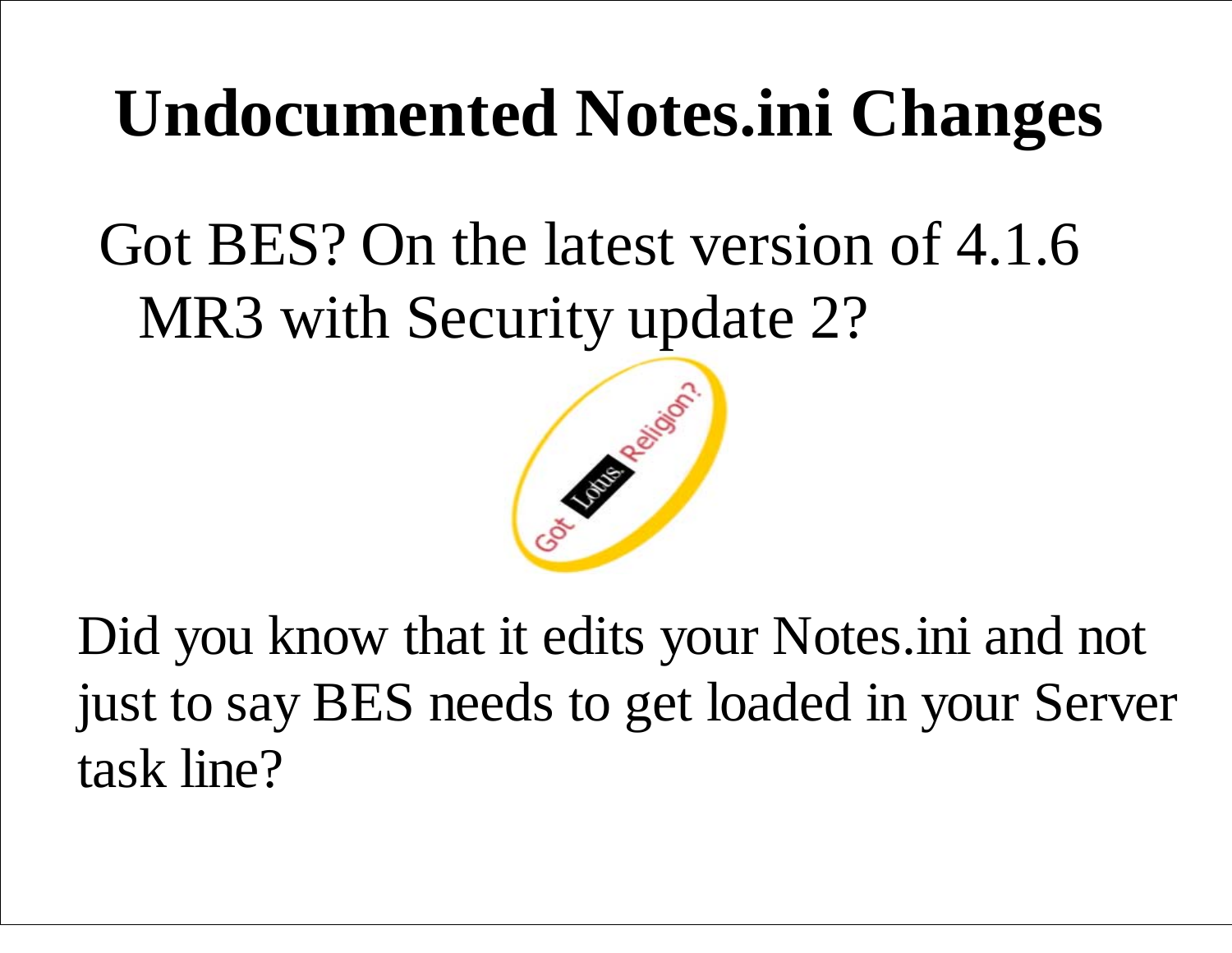# Undocumented Notes.ini Changes

Got BES? On the latest version of 4.1.6 MR3 with Security update 2?

Did you know that it edits your Notes.ini and not just to say BES needs to get loaded in your Server task line?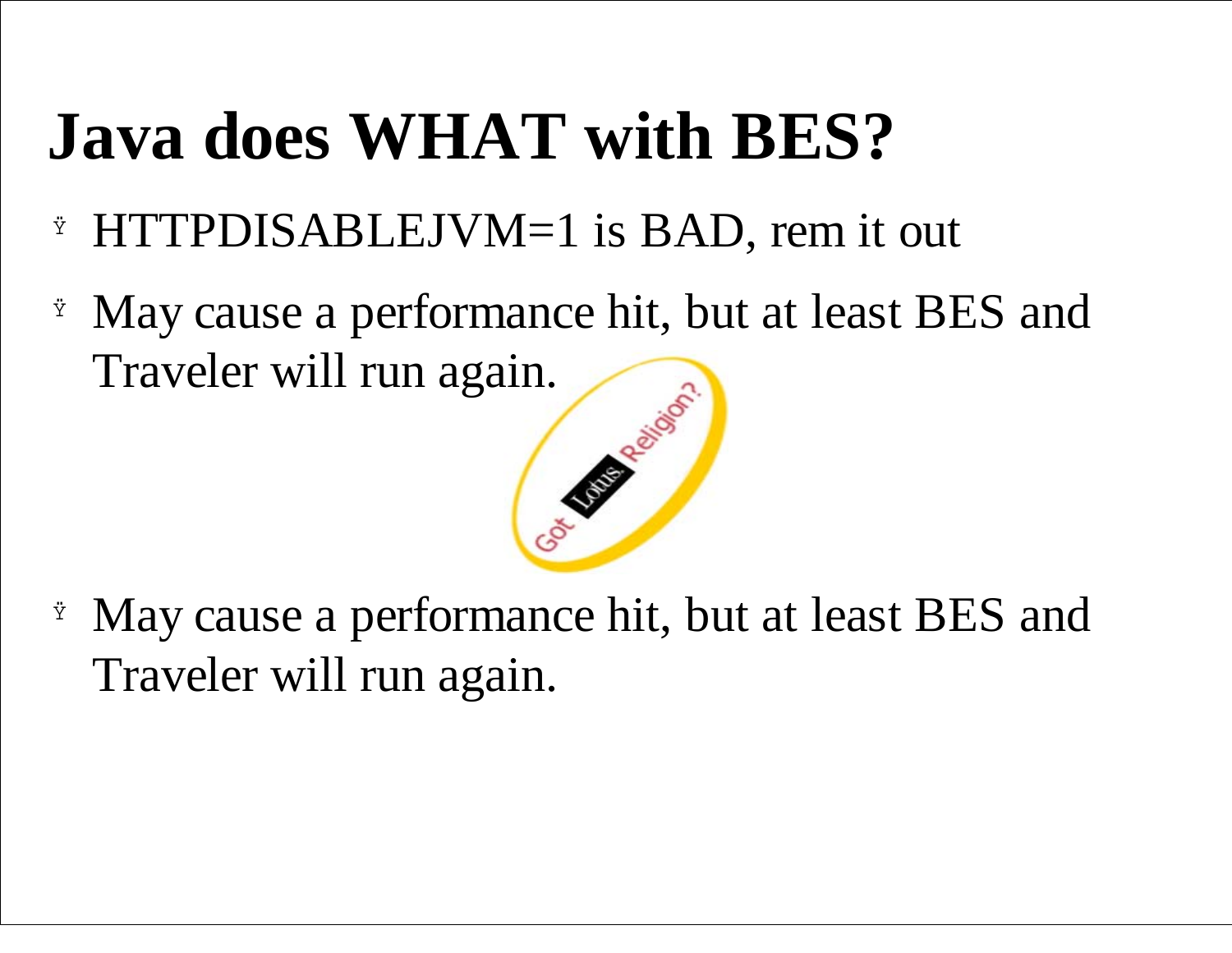# Java does WHAT with BES?

- HTTPDISABLEJVM=1 is BAD, rem it out
- May cause a performance hit, but at least BES and Traveler will run again.
- May cause a performance hit, but at least BES and Traveler will run again.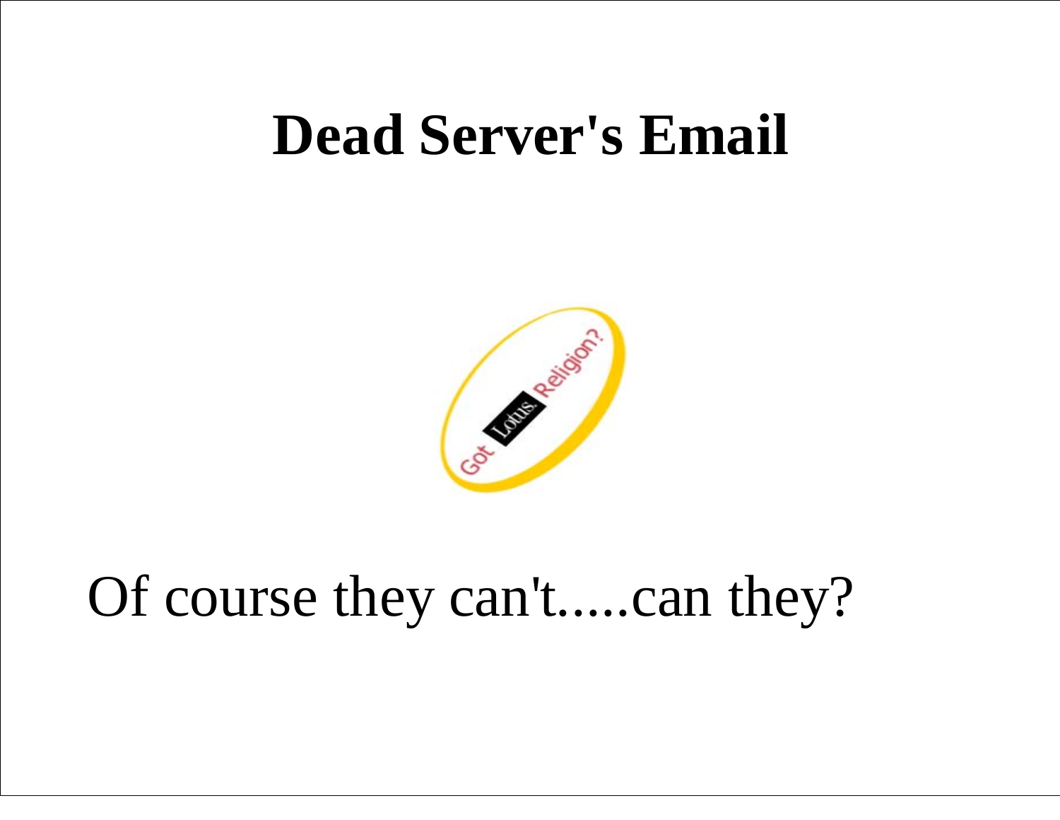# Dead Server's Email

Of course they can't.....can they?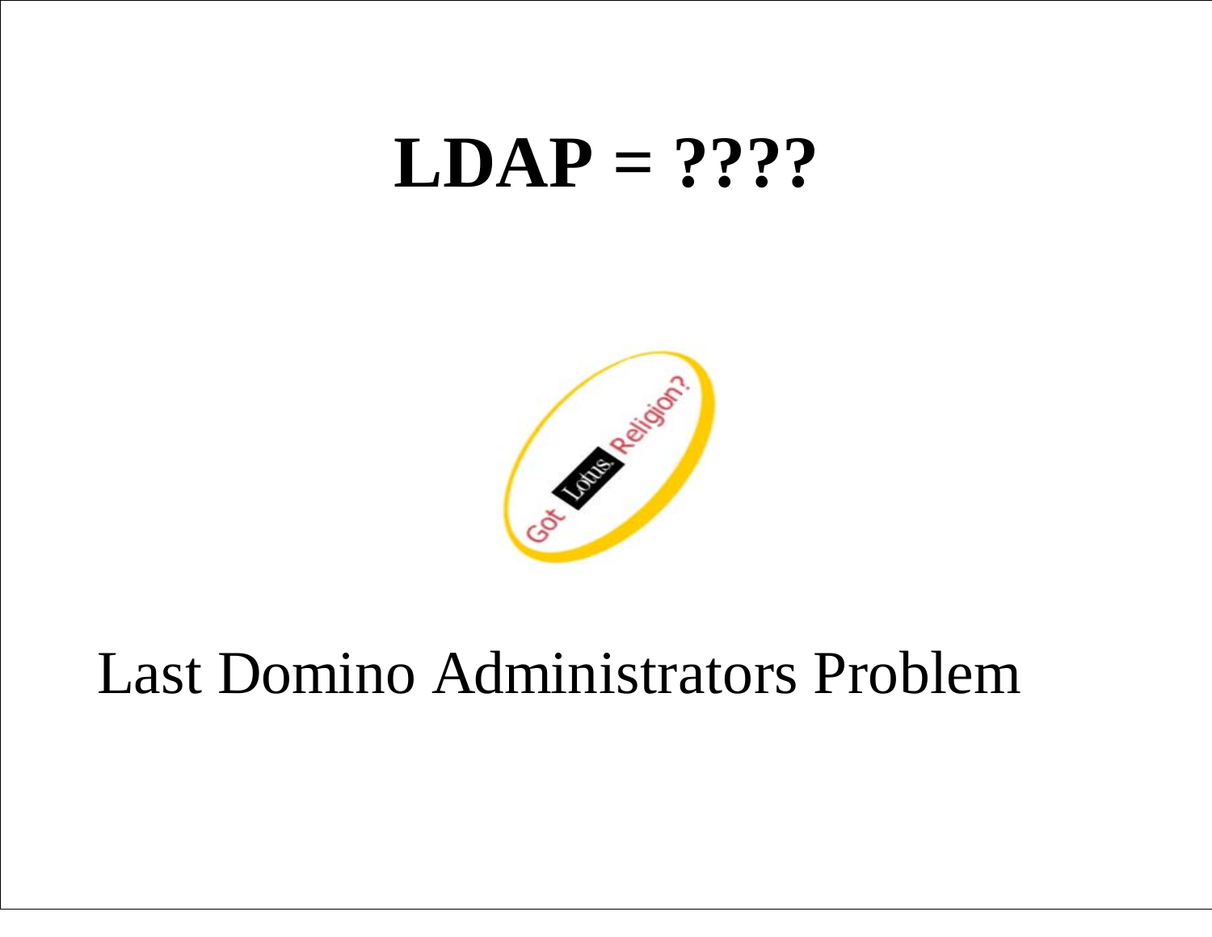# LDAP = ????

Last Domino Administrators Problem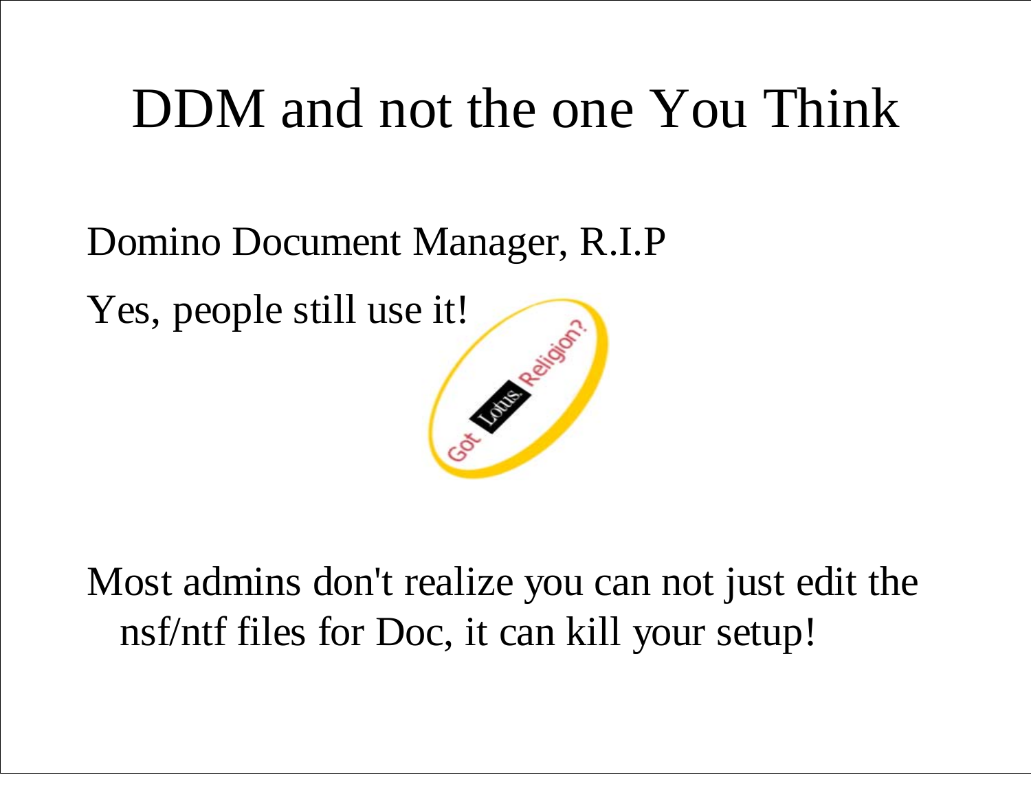# DDM and not the one You Think

Domino Document Manager, R.I.P

Yes, people still use it!

Most admins don't realize you can not just edit the nsf/ntf files for Doc, it can kill your setup!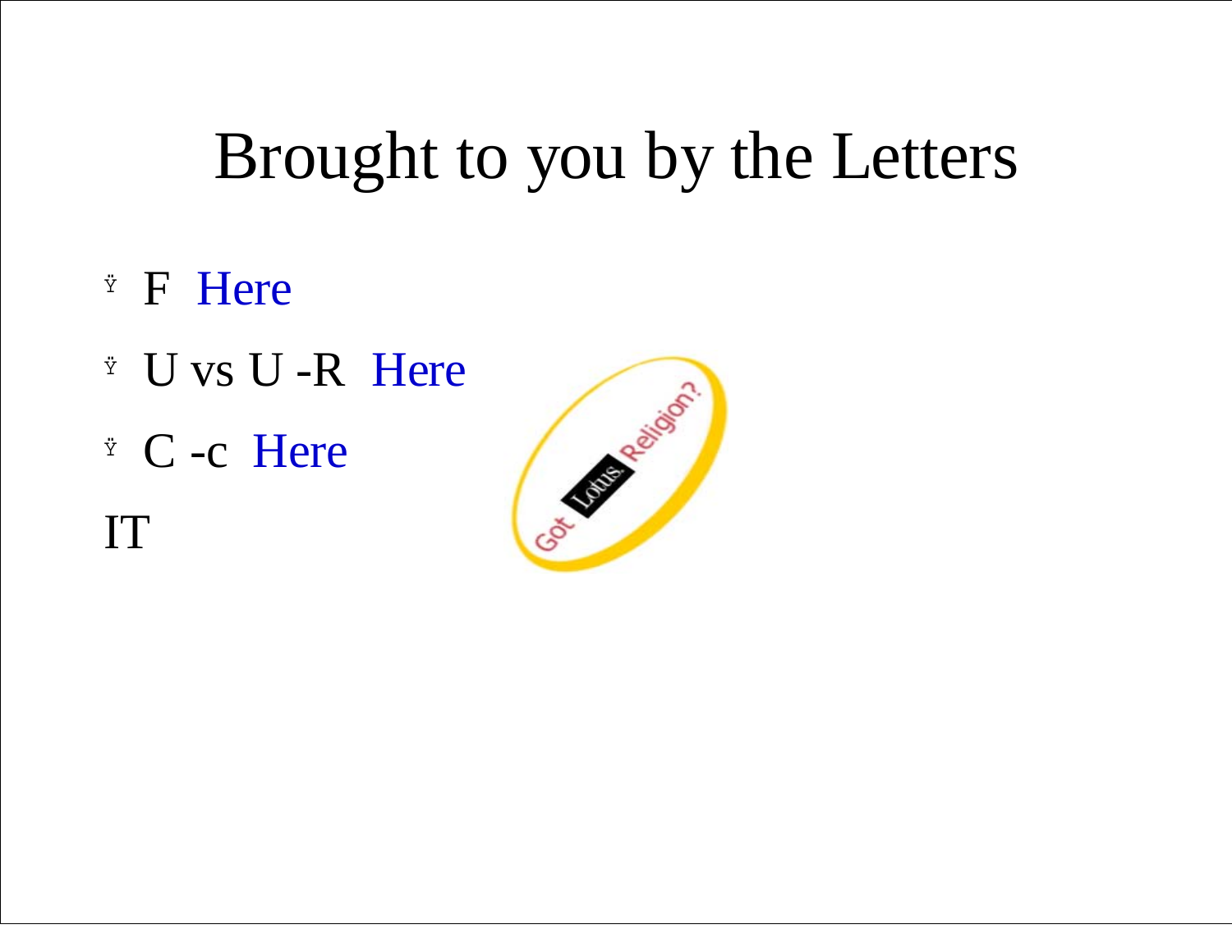# Brought to you by the Letters

- F  Here
- U vs U -R  Here
- C -c  Here

IT